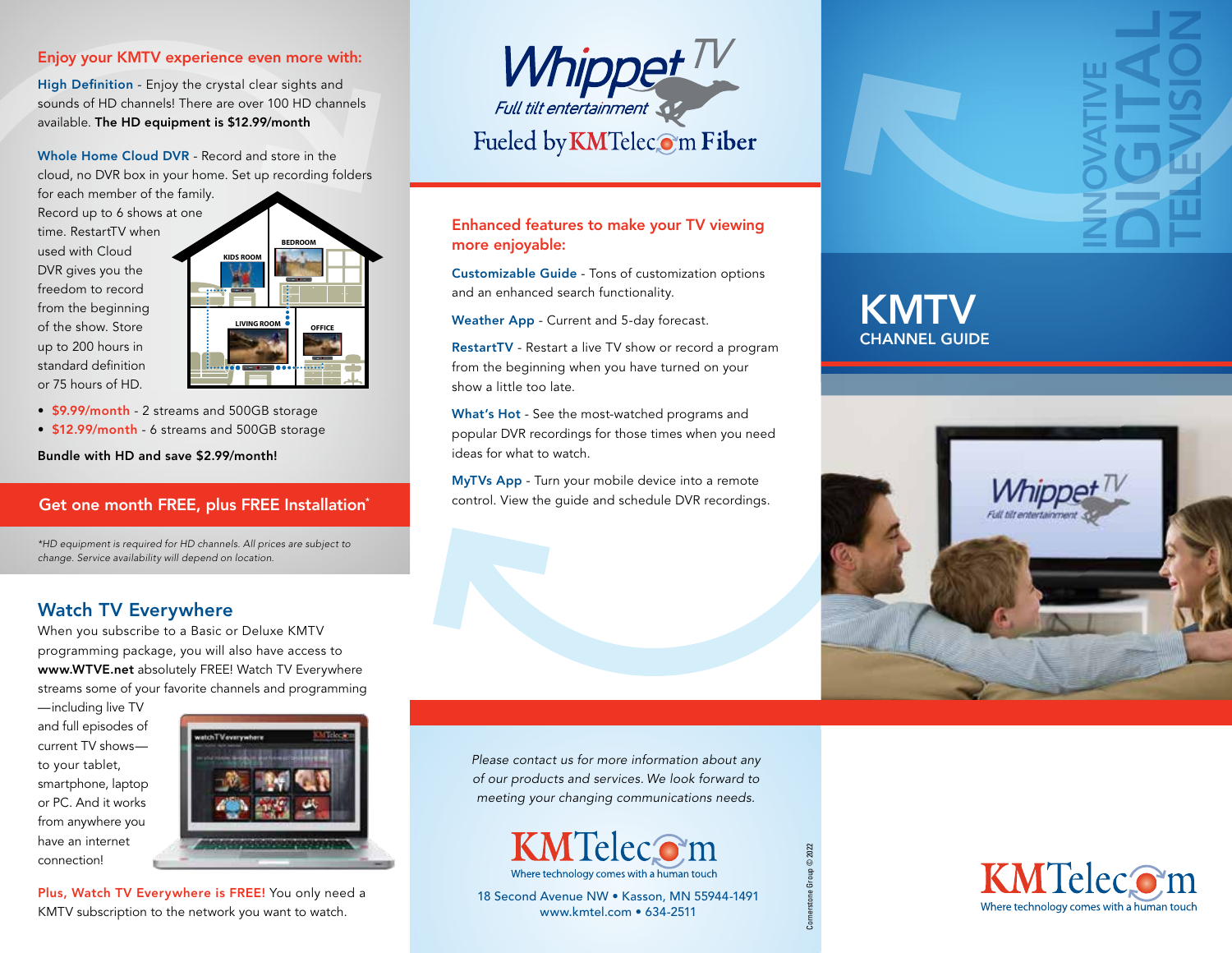## Enjoy your KMTV experience even more with:

**High Definition** - Enjoy the crystal clear sights and sounds of HD channels! There are over 100 HD channels available. **The HD equipment is $12.99/month**

**Whole Home Cloud DVR** - Record and store in the cloud, no DVR box in your home. Set up recording folders for each member of the family. Record up to 6 shows at one time. RestartTV when used with Cloud DVR gives you the freedom to record from the beginning of the show. Store up to 200 hours in standard definition or 75 hours of HD.

KIDS ROOM · BEDROOM · LIVING ROOM · OFFICE

- **$9.99/month** - 2 streams and 500GB storage
- **$12.99/month** - 6 streams and 500GB storage

**Bundle with HD and save $2.99/month!**

**Get one month FREE, plus FREE Installation***

*\*HD equipment is required for HD channels. All prices are subject to change. Service availability will depend on location.*

## Watch TV Everywhere

When you subscribe to a Basic or Deluxe KMTV programming package, you will also have access to **www.WTVE.net** absolutely FREE! Watch TV Everywhere streams some of your favorite channels and programming—including live TV and full episodes of current TV shows—to your tablet, smartphone, laptop or PC. And it works from anywhere you have an internet connection!

**Plus, Watch TV Everywhere is FREE!** You only need a KMTV subscription to the network you want to watch.

# Whippet TV

*Full tilt entertainment*

Fueled by KMTelecom Fiber

## Enhanced features to make your TV viewing more enjoyable:

**Customizable Guide** - Tons of customization options and an enhanced search functionality.

**Weather App** - Current and 5-day forecast.

**RestartTV** - Restart a live TV show or record a program from the beginning when you have turned on your show a little too late.

**What's Hot** - See the most-watched programs and popular DVR recordings for those times when you need ideas for what to watch.

**MyTVs App** - Turn your mobile device into a remote control. View the guide and schedule DVR recordings.

*Please contact us for more information about any of our products and services. We look forward to meeting your changing communications needs.*

**KMTelecom**
Where technology comes with a human touch

18 Second Avenue NW • Kasson, MN 55944-1491
www.kmtel.com • 634-2511

Cornerstone Group © 2022

INNOVATIVE DIGITAL TELEVISION

# KMTV
## CHANNEL GUIDE

**KMTelecom**
Where technology comes with a human touch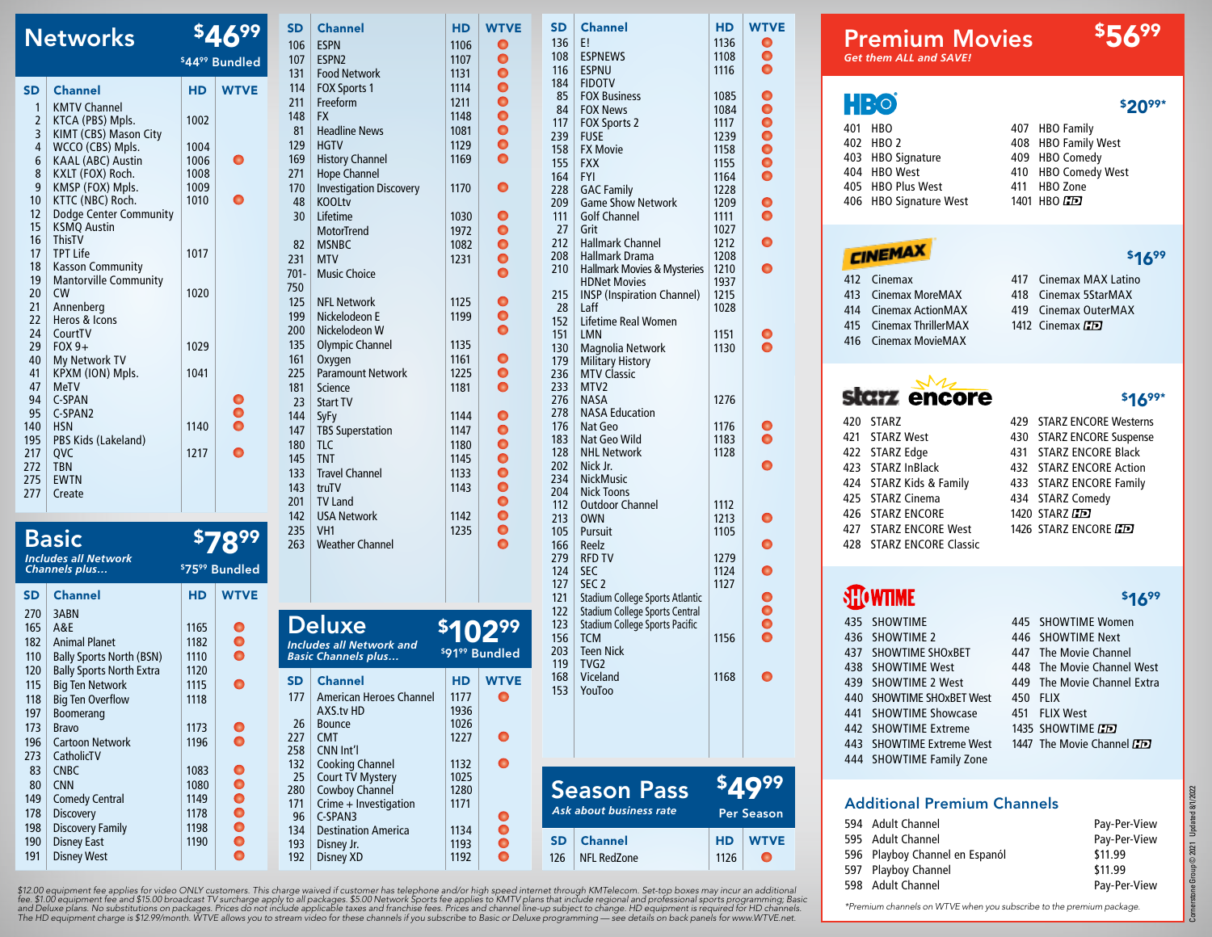## Networks

**$46.99**

$44.99 Bundled

| SD | Channel | HD | WTVE |
|---|---|---|---|
| 1 | KMTV Channel | | |
| 2 | KTCA (PBS) Mpls. | 1002 | |
| 3 | KIMT (CBS) Mason City | | |
| 4 | WCCO (CBS) Mpls. | 1004 | |
| 6 | KAAL (ABC) Austin | 1006 | ● |
| 8 | KXLT (FOX) Roch. | 1008 | |
| 9 | KMSP (FOX) Mpls. | 1009 | |
| 10 | KTTC (NBC) Roch. | 1010 | ● |
| 12 | Dodge Center Community | | |
| 15 | KSMQ Austin | | |
| 16 | ThisTV | | |
| 17 | TPT Life | 1017 | |
| 18 | Kasson Community | | |
| 19 | Mantorville Community | | |
| 20 | CW | 1020 | |
| 21 | Annenberg | | |
| 22 | Heros & Icons | | |
| 24 | CourtTV | | |
| 29 | FOX 9+ | 1029 | |
| 40 | My Network TV | | |
| 41 | KPXM (ION) Mpls. | 1041 | |
| 47 | MeTV | | |
| 94 | C-SPAN | | ● |
| 95 | C-SPAN2 | | ● |
| 140 | HSN | 1140 | ● |
| 195 | PBS Kids (Lakeland) | | |
| 217 | QVC | 1217 | ● |
| 272 | TBN | | |
| 275 | EWTN | | |
| 277 | Create | | |

## Basic

**$78.99**

*Includes all Network Channels plus…*

$75.99 Bundled

| SD | Channel | HD | WTVE |
|---|---|---|---|
| 270 | 3ABN | | |
| 165 | A&E | 1165 | ● |
| 182 | Animal Planet | 1182 | ● |
| 110 | Bally Sports North (BSN) | 1110 | ● |
| 120 | Bally Sports North Extra | 1120 | |
| 115 | Big Ten Network | 1115 | ● |
| 118 | Big Ten Overflow | 1118 | |
| 197 | Boomerang | | |
| 173 | Bravo | 1173 | ● |
| 196 | Cartoon Network | 1196 | ● |
| 273 | CatholicTV | | |
| 83 | CNBC | 1083 | ● |
| 80 | CNN | 1080 | ● |
| 149 | Comedy Central | 1149 | ● |
| 178 | Discovery | 1178 | ● |
| 198 | Discovery Family | 1198 | ● |
| 190 | Disney East | 1190 | ● |
| 191 | Disney West | | ● |
| 106 | ESPN | 1106 | ● |
| 107 | ESPN2 | 1107 | ● |
| 131 | Food Network | 1131 | ● |
| 114 | FOX Sports 1 | 1114 | ● |
| 211 | Freeform | 1211 | ● |
| 148 | FX | 1148 | ● |
| 81 | Headline News | 1081 | ● |
| 129 | HGTV | 1129 | ● |
| 169 | History Channel | 1169 | ● |
| 271 | Hope Channel | | |
| 170 | Investigation Discovery | 1170 | ● |
| 48 | KOOLtv | | |
| 30 | Lifetime | 1030 | ● |
| | MotorTrend | 1972 | ● |
| 82 | MSNBC | 1082 | ● |
| 231 | MTV | 1231 | ● |
| 701-750 | Music Choice | | ● |
| 125 | NFL Network | 1125 | ● |
| 199 | Nickelodeon E | 1199 | ● |
| 200 | Nickelodeon W | | ● |
| 135 | Olympic Channel | 1135 | |
| 161 | Oxygen | 1161 | ● |
| 225 | Paramount Network | 1225 | ● |
| 181 | Science | 1181 | ● |
| 23 | Start TV | | |
| 144 | SyFy | 1144 | ● |
| 147 | TBS Superstation | 1147 | ● |
| 180 | TLC | 1180 | ● |
| 145 | TNT | 1145 | ● |
| 133 | Travel Channel | 1133 | ● |
| 143 | truTV | 1143 | ● |
| 201 | TV Land | | ● |
| 142 | USA Network | 1142 | ● |
| 235 | VH1 | 1235 | ● |
| 263 | Weather Channel | | ● |

## Deluxe

**$102.99**

*Includes all Network and Basic Channels plus…*

$91.99 Bundled

| SD | Channel | HD | WTVE |
|---|---|---|---|
| 177 | American Heroes Channel | 1177 | ● |
| | AXS.tv HD | 1936 | |
| 26 | Bounce | 1026 | |
| 227 | CMT | 1227 | ● |
| 258 | CNN Int'l | | |
| 132 | Cooking Channel | 1132 | ● |
| 25 | Court TV Mystery | 1025 | |
| 280 | Cowboy Channel | 1280 | |
| 171 | Crime + Investigation | 1171 | |
| 96 | C-SPAN3 | | ● |
| 134 | Destination America | 1134 | ● |
| 193 | Disney Jr. | 1193 | ● |
| 192 | Disney XD | 1192 | ● |
| 136 | E! | 1136 | ● |
| 108 | ESPNEWS | 1108 | ● |
| 116 | ESPNU | 1116 | ● |
| 184 | FIDOTV | | |
| 85 | FOX Business | 1085 | ● |
| 84 | FOX News | 1084 | ● |
| 117 | FOX Sports 2 | 1117 | ● |
| 239 | FUSE | 1239 | ● |
| 158 | FX Movie | 1158 | ● |
| 155 | FXX | 1155 | ● |
| 164 | FYI | 1164 | ● |
| 228 | GAC Family | 1228 | |
| 209 | Game Show Network | 1209 | ● |
| 111 | Golf Channel | 1111 | ● |
| 27 | Grit | 1027 | |
| 212 | Hallmark Channel | 1212 | ● |
| 208 | Hallmark Drama | 1208 | |
| 210 | Hallmark Movies & Mysteries | 1210 | ● |
| | HDNet Movies | 1937 | |
| 215 | INSP (Inspiration Channel) | 1215 | |
| 28 | Laff | 1028 | |
| 152 | Lifetime Real Women | | |
| 151 | LMN | 1151 | ● |
| 130 | Magnolia Network | 1130 | ● |
| 179 | Military History | | |
| 236 | MTV Classic | | |
| 233 | MTV2 | | |
| 276 | NASA | 1276 | |
| 278 | NASA Education | | |
| 176 | Nat Geo | 1176 | ● |
| 183 | Nat Geo Wild | 1183 | ● |
| 128 | NHL Network | 1128 | |
| 202 | Nick Jr. | | ● |
| 234 | NickMusic | | |
| 204 | Nick Toons | | |
| 112 | Outdoor Channel | 1112 | |
| 213 | OWN | 1213 | ● |
| 105 | Pursuit | 1105 | |
| 166 | Reelz | | ● |
| 279 | RFD TV | 1279 | |
| 124 | SEC | 1124 | ● |
| 127 | SEC 2 | 1127 | |
| 121 | Stadium College Sports Atlantic | | ● |
| 122 | Stadium College Sports Central | | ● |
| 123 | Stadium College Sports Pacific | | ● |
| 156 | TCM | 1156 | ● |
| 203 | Teen Nick | | |
| 119 | TVG2 | | |
| 168 | Viceland | 1168 | ● |
| 153 | YouToo | | |

## Season Pass

**$49.99** Per Season

*Ask about business rate*

| SD | Channel | HD | WTVE |
|---|---|---|---|
| 126 | NFL RedZone | 1126 | ● |

## Premium Movies

**$56.99**

*Get them ALL and SAVE!*

### HBO — $20.99*

| | | | |
|---|---|---|---|
| 401 | HBO | 407 | HBO Family |
| 402 | HBO 2 | 408 | HBO Family West |
| 403 | HBO Signature | 409 | HBO Comedy |
| 404 | HBO West | 410 | HBO Comedy West |
| 405 | HBO Plus West | 411 | HBO Zone |
| 406 | HBO Signature West | 1401 | HBO HD |

### CINEMAX — $16.99

| | | | |
|---|---|---|---|
| 412 | Cinemax | 417 | Cinemax MAX Latino |
| 413 | Cinemax MoreMAX | 418 | Cinemax 5StarMAX |
| 414 | Cinemax ActionMAX | 419 | Cinemax OuterMAX |
| 415 | Cinemax ThrillerMAX | 1412 | Cinemax HD |
| 416 | Cinemax MovieMAX | | |

### starz encore — $16.99*

| | | | |
|---|---|---|---|
| 420 | STARZ | 429 | STARZ ENCORE Westerns |
| 421 | STARZ West | 430 | STARZ ENCORE Suspense |
| 422 | STARZ Edge | 431 | STARZ ENCORE Black |
| 423 | STARZ InBlack | 432 | STARZ ENCORE Action |
| 424 | STARZ Kids & Family | 433 | STARZ ENCORE Family |
| 425 | STARZ Cinema | 434 | STARZ Comedy |
| 426 | STARZ ENCORE | 1420 | STARZ HD |
| 427 | STARZ ENCORE West | 1426 | STARZ ENCORE HD |
| 428 | STARZ ENCORE Classic | | |

### SHOWTIME — $16.99

| | | | |
|---|---|---|---|
| 435 | SHOWTIME | 445 | SHOWTIME Women |
| 436 | SHOWTIME 2 | 446 | SHOWTIME Next |
| 437 | SHOWTIME SHOxBET | 447 | The Movie Channel |
| 438 | SHOWTIME West | 448 | The Movie Channel West |
| 439 | SHOWTIME 2 West | 449 | The Movie Channel Extra |
| 440 | SHOWTIME SHOxBET West | 450 | FLIX |
| 441 | SHOWTIME Showcase | 451 | FLIX West |
| 442 | SHOWTIME Extreme | 1435 | SHOWTIME HD |
| 443 | SHOWTIME Extreme West | 1447 | The Movie Channel HD |
| 444 | SHOWTIME Family Zone | | |

### Additional Premium Channels

| | | |
|---|---|---|
| 594 | Adult Channel | Pay-Per-View |
| 595 | Adult Channel | Pay-Per-View |
| 596 | Playboy Channel en Espanól | $11.99 |
| 597 | Playboy Channel | $11.99 |
| 598 | Adult Channel | Pay-Per-View |

*Premium channels on WTVE when you subscribe to the premium package.

*$12.00 equipment fee applies for video ONLY customers. This charge waived if customer has telephone and/or high speed internet through KMTelecom. Set-top boxes may incur an additional fee. $1.00 equipment fee and $15.00 broadcast TV surcharge apply to all packages. $5.00 Network Sports fee applies to KMTV plans that include regional and professional sports programming; Basic and Deluxe plans. No substitutions on packages. Prices do not include applicable taxes and franchise fees. Prices and channel line-up subject to change. HD equipment is required for HD channels. The HD equipment charge is $12.99/month. WTVE allows you to stream video for these channels if you subscribe to Basic or Deluxe programming — see details on back panels for www.WTVE.net.*

Cornerstone Group © 2021 Updated 8/1/2022